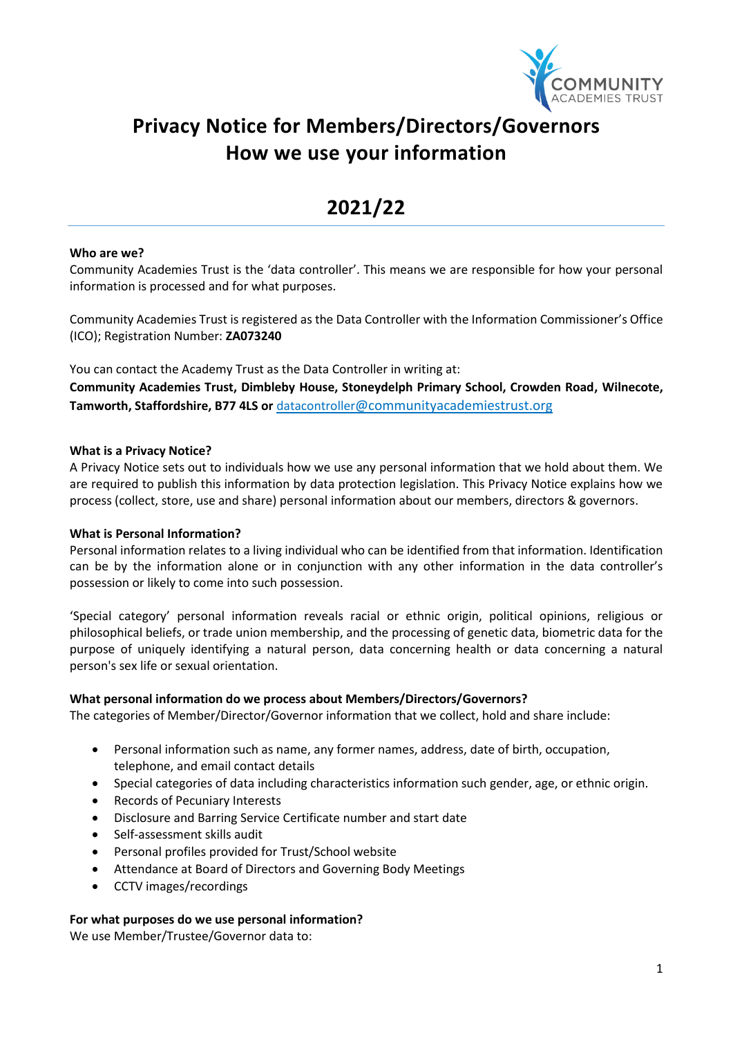# Privacy Notice for Members/Directors/Governors
# How we use your information

# 2021/22

**Who are we?**
Community Academies Trust is the 'data controller'. This means we are responsible for how your personal information is processed and for what purposes.

Community Academies Trust is registered as the Data Controller with the Information Commissioner's Office (ICO); Registration Number: **ZA073240**

You can contact the Academy Trust as the Data Controller in writing at:
**Community Academies Trust, Dimbleby House, Stoneydelph Primary School, Crowden Road, Wilnecote, Tamworth, Staffordshire, B77 4LS or** datacontroller@communityacademiestrust.org

**What is a Privacy Notice?**
A Privacy Notice sets out to individuals how we use any personal information that we hold about them. We are required to publish this information by data protection legislation. This Privacy Notice explains how we process (collect, store, use and share) personal information about our members, directors & governors.

**What is Personal Information?**
Personal information relates to a living individual who can be identified from that information. Identification can be by the information alone or in conjunction with any other information in the data controller's possession or likely to come into such possession.

'Special category' personal information reveals racial or ethnic origin, political opinions, religious or philosophical beliefs, or trade union membership, and the processing of genetic data, biometric data for the purpose of uniquely identifying a natural person, data concerning health or data concerning a natural person's sex life or sexual orientation.

**What personal information do we process about Members/Directors/Governors?**
The categories of Member/Director/Governor information that we collect, hold and share include:

- Personal information such as name, any former names, address, date of birth, occupation, telephone, and email contact details
- Special categories of data including characteristics information such gender, age, or ethnic origin.
- Records of Pecuniary Interests
- Disclosure and Barring Service Certificate number and start date
- Self-assessment skills audit
- Personal profiles provided for Trust/School website
- Attendance at Board of Directors and Governing Body Meetings
- CCTV images/recordings

**For what purposes do we use personal information?**
We use Member/Trustee/Governor data to: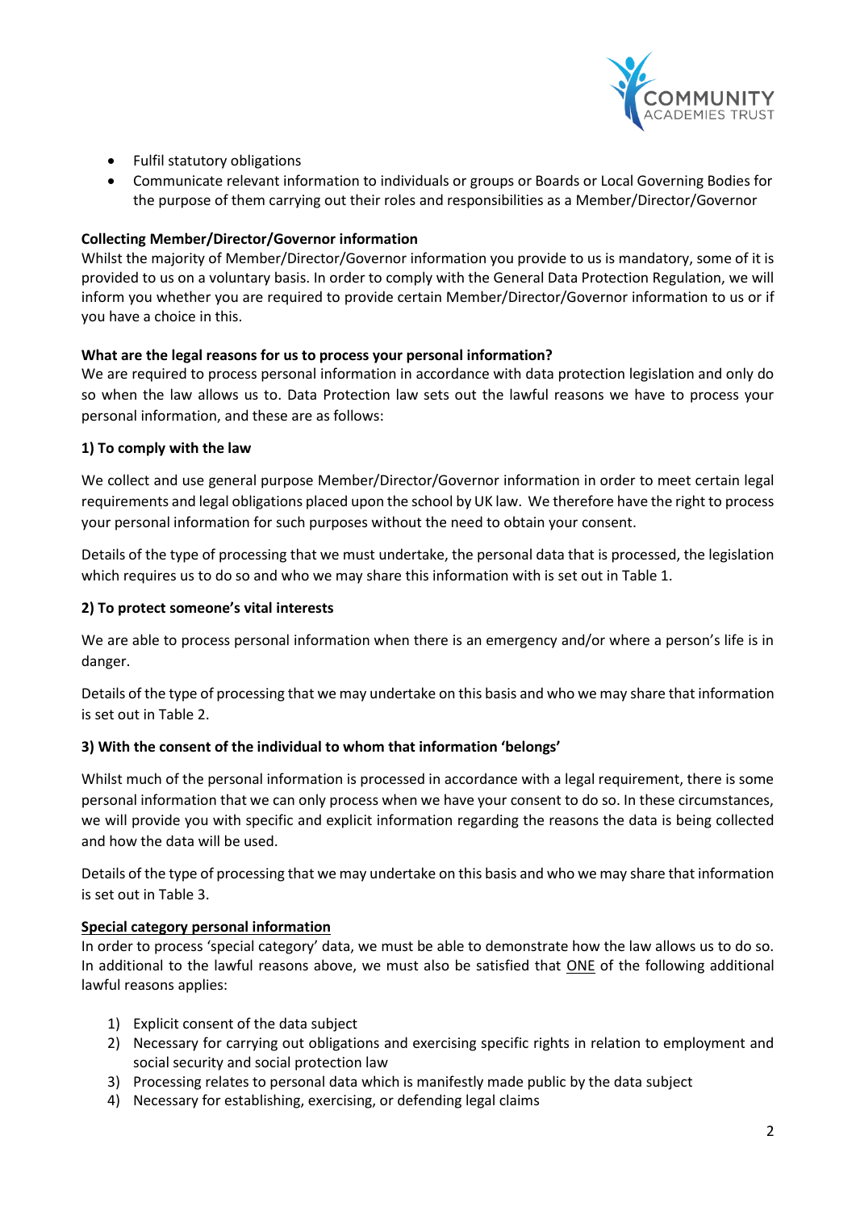- Fulfil statutory obligations
- Communicate relevant information to individuals or groups or Boards or Local Governing Bodies for the purpose of them carrying out their roles and responsibilities as a Member/Director/Governor

**Collecting Member/Director/Governor information**

Whilst the majority of Member/Director/Governor information you provide to us is mandatory, some of it is provided to us on a voluntary basis. In order to comply with the General Data Protection Regulation, we will inform you whether you are required to provide certain Member/Director/Governor information to us or if you have a choice in this.

**What are the legal reasons for us to process your personal information?**

We are required to process personal information in accordance with data protection legislation and only do so when the law allows us to. Data Protection law sets out the lawful reasons we have to process your personal information, and these are as follows:

**1) To comply with the law**

We collect and use general purpose Member/Director/Governor information in order to meet certain legal requirements and legal obligations placed upon the school by UK law. We therefore have the right to process your personal information for such purposes without the need to obtain your consent.

Details of the type of processing that we must undertake, the personal data that is processed, the legislation which requires us to do so and who we may share this information with is set out in Table 1.

**2) To protect someone's vital interests**

We are able to process personal information when there is an emergency and/or where a person's life is in danger.

Details of the type of processing that we may undertake on this basis and who we may share that information is set out in Table 2.

**3) With the consent of the individual to whom that information 'belongs'**

Whilst much of the personal information is processed in accordance with a legal requirement, there is some personal information that we can only process when we have your consent to do so. In these circumstances, we will provide you with specific and explicit information regarding the reasons the data is being collected and how the data will be used.

Details of the type of processing that we may undertake on this basis and who we may share that information is set out in Table 3.

**Special category personal information**

In order to process 'special category' data, we must be able to demonstrate how the law allows us to do so. In additional to the lawful reasons above, we must also be satisfied that ONE of the following additional lawful reasons applies:

1) Explicit consent of the data subject
2) Necessary for carrying out obligations and exercising specific rights in relation to employment and social security and social protection law
3) Processing relates to personal data which is manifestly made public by the data subject
4) Necessary for establishing, exercising, or defending legal claims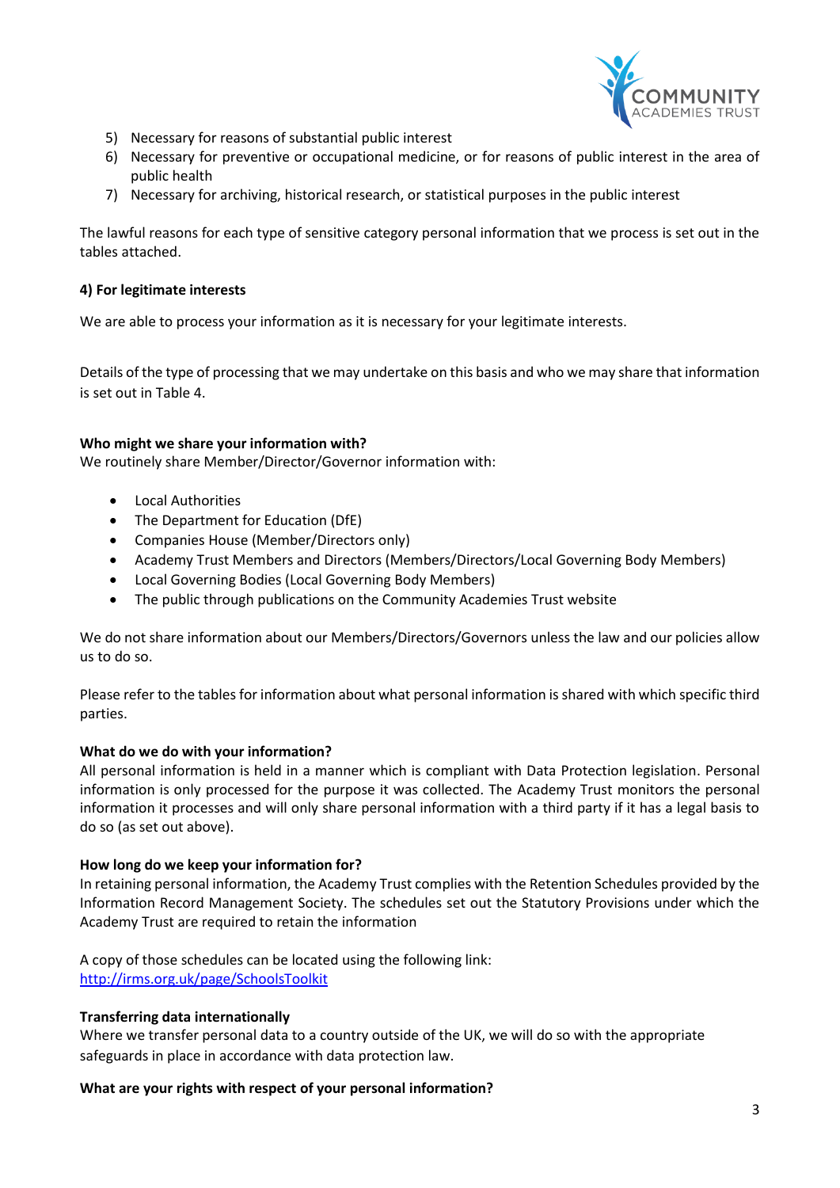5) Necessary for reasons of substantial public interest
6) Necessary for preventive or occupational medicine, or for reasons of public interest in the area of public health
7) Necessary for archiving, historical research, or statistical purposes in the public interest

The lawful reasons for each type of sensitive category personal information that we process is set out in the tables attached.

**4) For legitimate interests**

We are able to process your information as it is necessary for your legitimate interests.

Details of the type of processing that we may undertake on this basis and who we may share that information is set out in Table 4.

**Who might we share your information with?**

We routinely share Member/Director/Governor information with:

- Local Authorities
- The Department for Education (DfE)
- Companies House (Member/Directors only)
- Academy Trust Members and Directors (Members/Directors/Local Governing Body Members)
- Local Governing Bodies (Local Governing Body Members)
- The public through publications on the Community Academies Trust website

We do not share information about our Members/Directors/Governors unless the law and our policies allow us to do so.

Please refer to the tables for information about what personal information is shared with which specific third parties.

**What do we do with your information?**

All personal information is held in a manner which is compliant with Data Protection legislation. Personal information is only processed for the purpose it was collected. The Academy Trust monitors the personal information it processes and will only share personal information with a third party if it has a legal basis to do so (as set out above).

**How long do we keep your information for?**

In retaining personal information, the Academy Trust complies with the Retention Schedules provided by the Information Record Management Society. The schedules set out the Statutory Provisions under which the Academy Trust are required to retain the information

A copy of those schedules can be located using the following link: [http://irms.org.uk/page/SchoolsToolkit](http://irms.org.uk/page/SchoolsToolkit)

**Transferring data internationally**

Where we transfer personal data to a country outside of the UK, we will do so with the appropriate safeguards in place in accordance with data protection law.

**What are your rights with respect of your personal information?**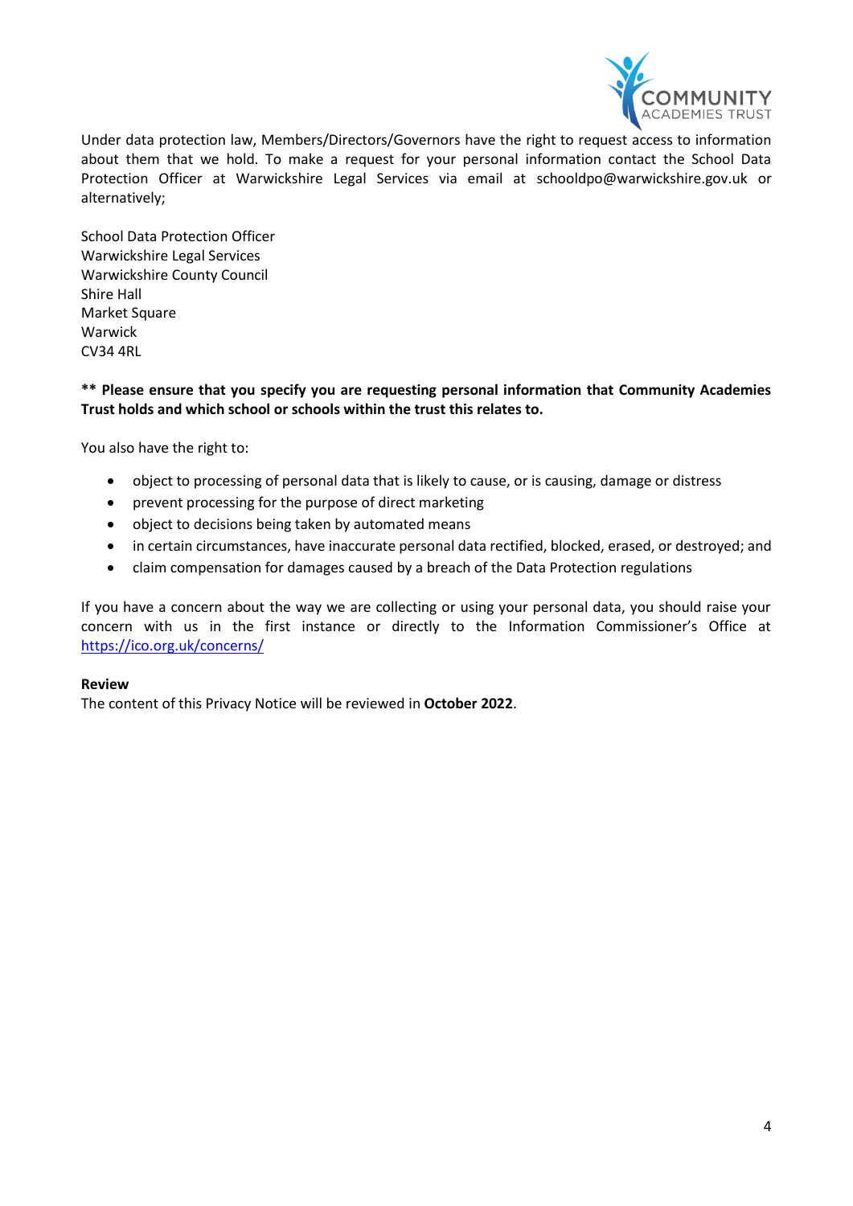Under data protection law, Members/Directors/Governors have the right to request access to information about them that we hold. To make a request for your personal information contact the School Data Protection Officer at Warwickshire Legal Services via email at schooldpo@warwickshire.gov.uk or alternatively;

School Data Protection Officer
Warwickshire Legal Services
Warwickshire County Council
Shire Hall
Market Square
Warwick
CV34 4RL

**** Please ensure that you specify you are requesting personal information that Community Academies Trust holds and which school or schools within the trust this relates to.**

You also have the right to:

- object to processing of personal data that is likely to cause, or is causing, damage or distress
- prevent processing for the purpose of direct marketing
- object to decisions being taken by automated means
- in certain circumstances, have inaccurate personal data rectified, blocked, erased, or destroyed; and
- claim compensation for damages caused by a breach of the Data Protection regulations

If you have a concern about the way we are collecting or using your personal data, you should raise your concern with us in the first instance or directly to the Information Commissioner's Office at [https://ico.org.uk/concerns/](https://ico.org.uk/concerns/)

**Review**
The content of this Privacy Notice will be reviewed in **October 2022**.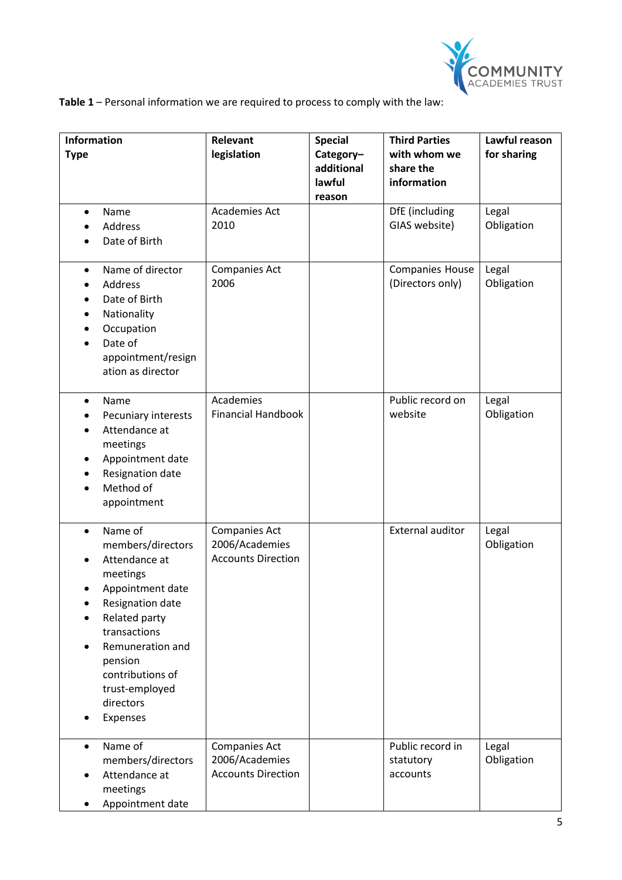**Table 1** – Personal information we are required to process to comply with the law:

| Information Type | Relevant legislation | Special Category– additional lawful reason | Third Parties with whom we share the information | Lawful reason for sharing |
|---|---|---|---|---|
| • Name<br>• Address<br>• Date of Birth | Academies Act 2010 | | DfE (including GIAS website) | Legal Obligation |
| • Name of director<br>• Address<br>• Date of Birth<br>• Nationality<br>• Occupation<br>• Date of appointment/resignation as director | Companies Act 2006 | | Companies House (Directors only) | Legal Obligation |
| • Name<br>• Pecuniary interests<br>• Attendance at meetings<br>• Appointment date<br>• Resignation date<br>• Method of appointment | Academies Financial Handbook | | Public record on website | Legal Obligation |
| • Name of members/directors<br>• Attendance at meetings<br>• Appointment date<br>• Resignation date<br>• Related party transactions<br>• Remuneration and pension contributions of trust-employed directors<br>• Expenses | Companies Act 2006/Academies Accounts Direction | | External auditor | Legal Obligation |
| • Name of members/directors<br>• Attendance at meetings<br>• Appointment date | Companies Act 2006/Academies Accounts Direction | | Public record in statutory accounts | Legal Obligation |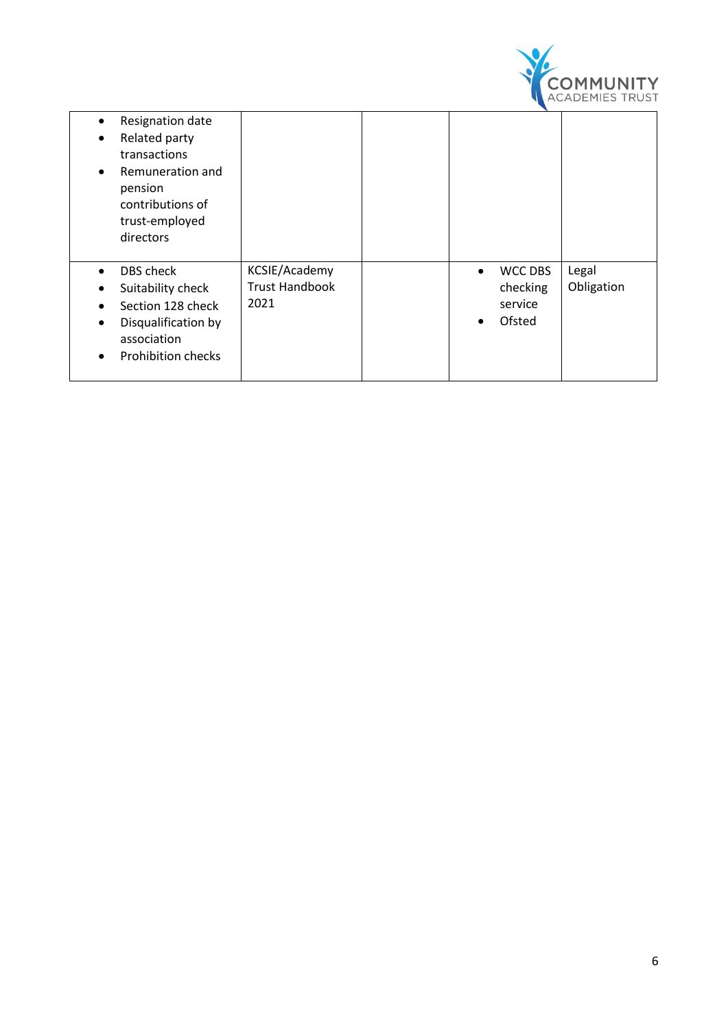| | | | | |
|---|---|---|---|---|
| • Resignation date<br>• Related party transactions<br>• Remuneration and pension contributions of trust-employed directors | | | | |
| • DBS check<br>• Suitability check<br>• Section 128 check<br>• Disqualification by association<br>• Prohibition checks | KCSIE/Academy Trust Handbook 2021 | | • WCC DBS checking service<br>• Ofsted | Legal Obligation |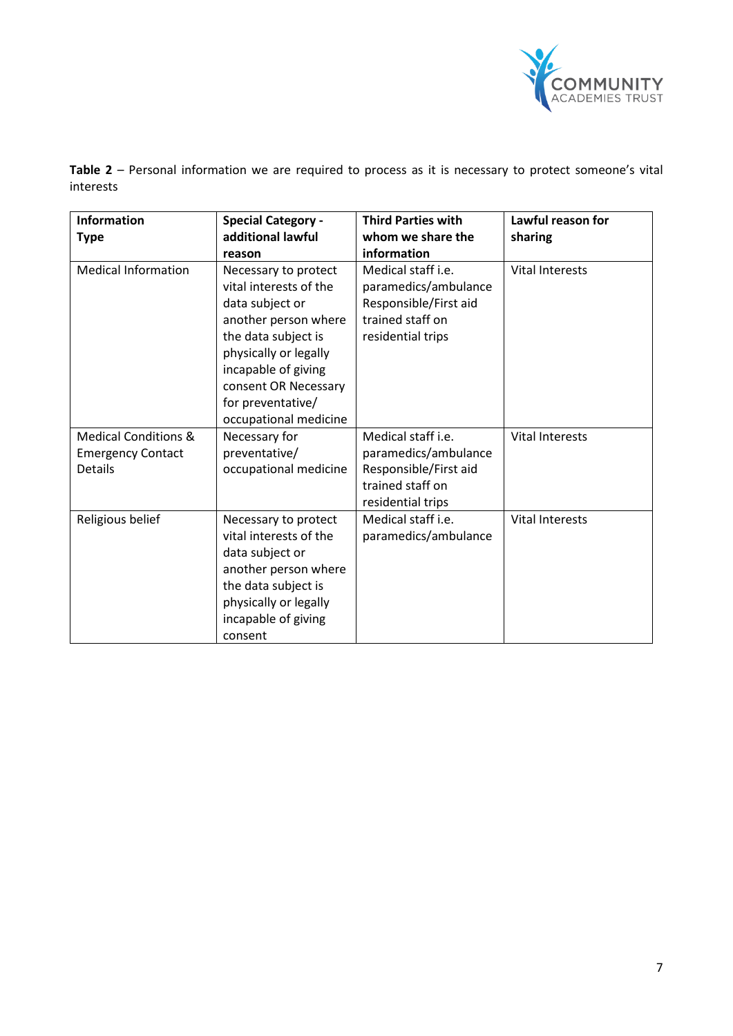**Table 2** – Personal information we are required to process as it is necessary to protect someone's vital interests

| Information Type | Special Category - additional lawful reason | Third Parties with whom we share the information | Lawful reason for sharing |
|---|---|---|---|
| Medical Information | Necessary to protect vital interests of the data subject or another person where the data subject is physically or legally incapable of giving consent OR Necessary for preventative/ occupational medicine | Medical staff i.e. paramedics/ambulance Responsible/First aid trained staff on residential trips | Vital Interests |
| Medical Conditions & Emergency Contact Details | Necessary for preventative/ occupational medicine | Medical staff i.e. paramedics/ambulance Responsible/First aid trained staff on residential trips | Vital Interests |
| Religious belief | Necessary to protect vital interests of the data subject or another person where the data subject is physically or legally incapable of giving consent | Medical staff i.e. paramedics/ambulance | Vital Interests |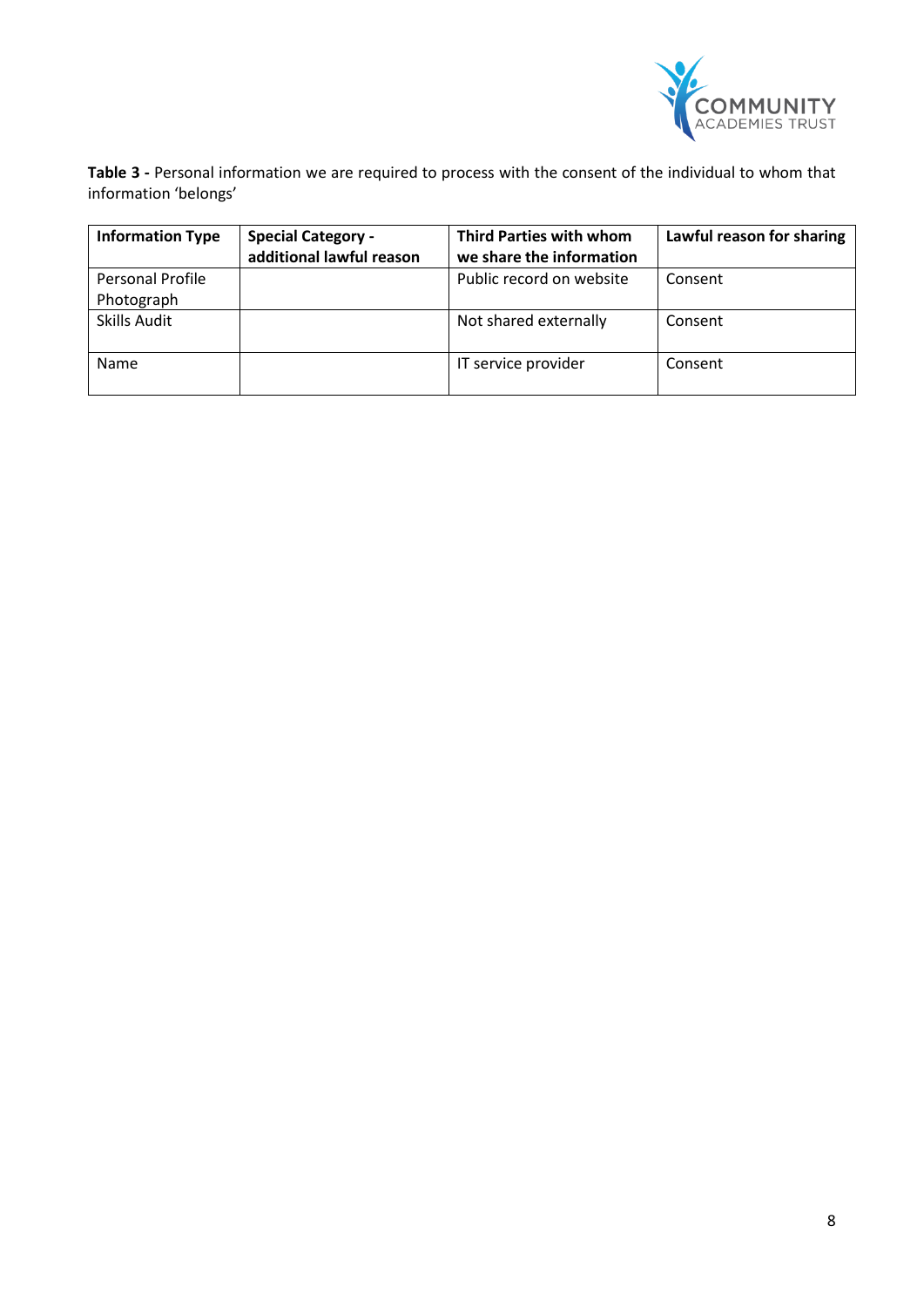**Table 3 -** Personal information we are required to process with the consent of the individual to whom that information 'belongs'

| Information Type | Special Category - additional lawful reason | Third Parties with whom we share the information | Lawful reason for sharing |
|---|---|---|---|
| Personal Profile Photograph | | Public record on website | Consent |
| Skills Audit | | Not shared externally | Consent |
| Name | | IT service provider | Consent |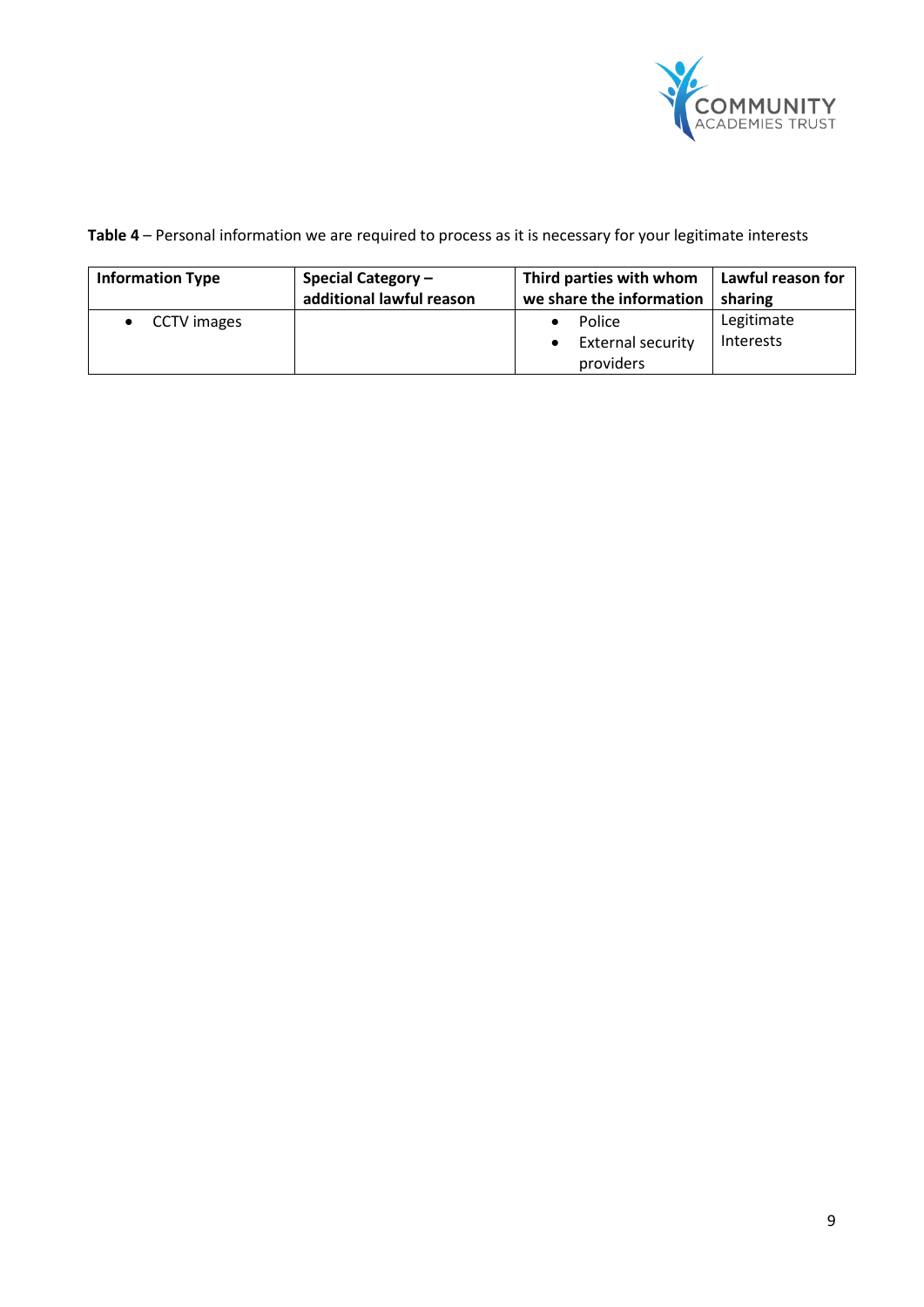**Table 4** – Personal information we are required to process as it is necessary for your legitimate interests

| Information Type | Special Category – additional lawful reason | Third parties with whom we share the information | Lawful reason for sharing |
|---|---|---|---|
| • CCTV images | | • Police<br>• External security providers | Legitimate Interests |